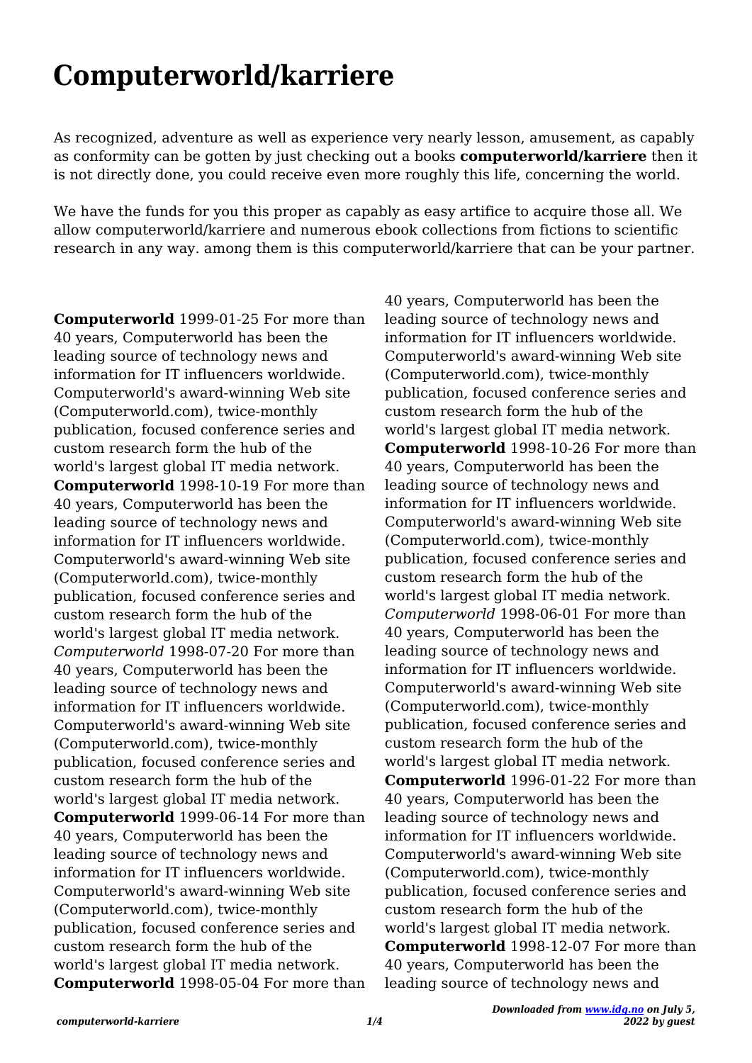# Computerworld/karriere

As recognized, adventure as well as experience very nearly lesson, amusement, as capably as conformity can be gotten by just checking out a books **computerworld/karriere** then it is not directly done, you could receive even more roughly this life, concerning the world.

We have the funds for you this proper as capably as easy artifice to acquire those all. We allow computerworld/karriere and numerous ebook collections from fictions to scientific research in any way. among them is this computerworld/karriere that can be your partner.

**Computerworld** 1999-01-25 For more than 40 years, Computerworld has been the leading source of technology news and information for IT influencers worldwide. Computerworld's award-winning Web site (Computerworld.com), twice-monthly publication, focused conference series and custom research form the hub of the world's largest global IT media network.

**Computerworld** 1998-10-19 For more than 40 years, Computerworld has been the leading source of technology news and information for IT influencers worldwide. Computerworld's award-winning Web site (Computerworld.com), twice-monthly publication, focused conference series and custom research form the hub of the world's largest global IT media network.

*Computerworld* 1998-07-20 For more than 40 years, Computerworld has been the leading source of technology news and information for IT influencers worldwide. Computerworld's award-winning Web site (Computerworld.com), twice-monthly publication, focused conference series and custom research form the hub of the world's largest global IT media network.

**Computerworld** 1999-06-14 For more than 40 years, Computerworld has been the leading source of technology news and information for IT influencers worldwide. Computerworld's award-winning Web site (Computerworld.com), twice-monthly publication, focused conference series and custom research form the hub of the world's largest global IT media network.

**Computerworld** 1998-05-04 For more than 40 years, Computerworld has been the leading source of technology news and information for IT influencers worldwide. Computerworld's award-winning Web site (Computerworld.com), twice-monthly publication, focused conference series and custom research form the hub of the world's largest global IT media network.

**Computerworld** 1998-10-26 For more than 40 years, Computerworld has been the leading source of technology news and information for IT influencers worldwide. Computerworld's award-winning Web site (Computerworld.com), twice-monthly publication, focused conference series and custom research form the hub of the world's largest global IT media network.

*Computerworld* 1998-06-01 For more than 40 years, Computerworld has been the leading source of technology news and information for IT influencers worldwide. Computerworld's award-winning Web site (Computerworld.com), twice-monthly publication, focused conference series and custom research form the hub of the world's largest global IT media network.

**Computerworld** 1996-01-22 For more than 40 years, Computerworld has been the leading source of technology news and information for IT influencers worldwide. Computerworld's award-winning Web site (Computerworld.com), twice-monthly publication, focused conference series and custom research form the hub of the world's largest global IT media network.

**Computerworld** 1998-12-07 For more than 40 years, Computerworld has been the leading source of technology news and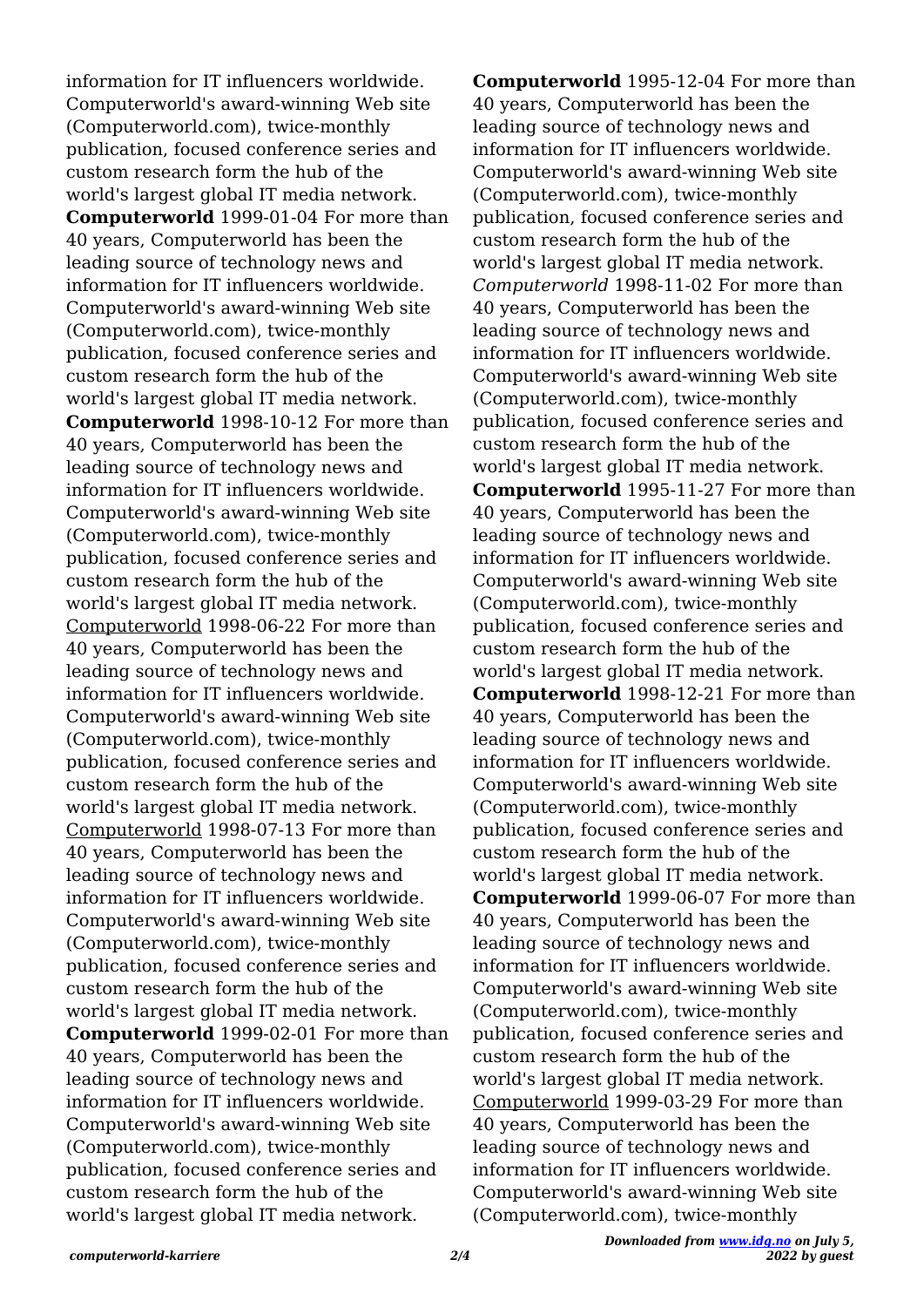information for IT influencers worldwide. Computerworld's award-winning Web site (Computerworld.com), twice-monthly publication, focused conference series and custom research form the hub of the world's largest global IT media network.

**Computerworld** 1999-01-04 For more than 40 years, Computerworld has been the leading source of technology news and information for IT influencers worldwide. Computerworld's award-winning Web site (Computerworld.com), twice-monthly publication, focused conference series and custom research form the hub of the world's largest global IT media network.

**Computerworld** 1998-10-12 For more than 40 years, Computerworld has been the leading source of technology news and information for IT influencers worldwide. Computerworld's award-winning Web site (Computerworld.com), twice-monthly publication, focused conference series and custom research form the hub of the world's largest global IT media network.

Computerworld 1998-06-22 For more than 40 years, Computerworld has been the leading source of technology news and information for IT influencers worldwide. Computerworld's award-winning Web site (Computerworld.com), twice-monthly publication, focused conference series and custom research form the hub of the world's largest global IT media network.

Computerworld 1998-07-13 For more than 40 years, Computerworld has been the leading source of technology news and information for IT influencers worldwide. Computerworld's award-winning Web site (Computerworld.com), twice-monthly publication, focused conference series and custom research form the hub of the world's largest global IT media network.

**Computerworld** 1999-02-01 For more than 40 years, Computerworld has been the leading source of technology news and information for IT influencers worldwide. Computerworld's award-winning Web site (Computerworld.com), twice-monthly publication, focused conference series and custom research form the hub of the world's largest global IT media network.

**Computerworld** 1995-12-04 For more than 40 years, Computerworld has been the leading source of technology news and information for IT influencers worldwide. Computerworld's award-winning Web site (Computerworld.com), twice-monthly publication, focused conference series and custom research form the hub of the world's largest global IT media network.

*Computerworld* 1998-11-02 For more than 40 years, Computerworld has been the leading source of technology news and information for IT influencers worldwide. Computerworld's award-winning Web site (Computerworld.com), twice-monthly publication, focused conference series and custom research form the hub of the world's largest global IT media network.

**Computerworld** 1995-11-27 For more than 40 years, Computerworld has been the leading source of technology news and information for IT influencers worldwide. Computerworld's award-winning Web site (Computerworld.com), twice-monthly publication, focused conference series and custom research form the hub of the world's largest global IT media network.

**Computerworld** 1998-12-21 For more than 40 years, Computerworld has been the leading source of technology news and information for IT influencers worldwide. Computerworld's award-winning Web site (Computerworld.com), twice-monthly publication, focused conference series and custom research form the hub of the world's largest global IT media network.

**Computerworld** 1999-06-07 For more than 40 years, Computerworld has been the leading source of technology news and information for IT influencers worldwide. Computerworld's award-winning Web site (Computerworld.com), twice-monthly publication, focused conference series and custom research form the hub of the world's largest global IT media network.

Computerworld 1999-03-29 For more than 40 years, Computerworld has been the leading source of technology news and information for IT influencers worldwide. Computerworld's award-winning Web site (Computerworld.com), twice-monthly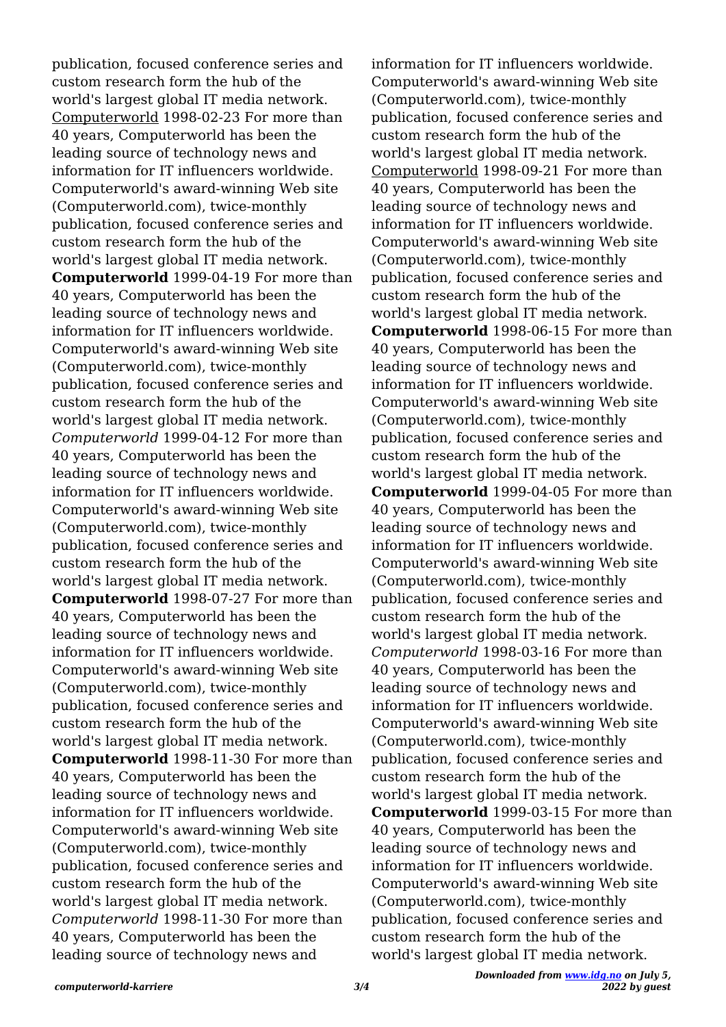publication, focused conference series and custom research form the hub of the world's largest global IT media network.
Computerworld 1998-02-23 For more than 40 years, Computerworld has been the leading source of technology news and information for IT influencers worldwide. Computerworld's award-winning Web site (Computerworld.com), twice-monthly publication, focused conference series and custom research form the hub of the world's largest global IT media network.
**Computerworld** 1999-04-19 For more than 40 years, Computerworld has been the leading source of technology news and information for IT influencers worldwide. Computerworld's award-winning Web site (Computerworld.com), twice-monthly publication, focused conference series and custom research form the hub of the world's largest global IT media network.
*Computerworld* 1999-04-12 For more than 40 years, Computerworld has been the leading source of technology news and information for IT influencers worldwide. Computerworld's award-winning Web site (Computerworld.com), twice-monthly publication, focused conference series and custom research form the hub of the world's largest global IT media network.
**Computerworld** 1998-07-27 For more than 40 years, Computerworld has been the leading source of technology news and information for IT influencers worldwide. Computerworld's award-winning Web site (Computerworld.com), twice-monthly publication, focused conference series and custom research form the hub of the world's largest global IT media network.
**Computerworld** 1998-11-30 For more than 40 years, Computerworld has been the leading source of technology news and information for IT influencers worldwide. Computerworld's award-winning Web site (Computerworld.com), twice-monthly publication, focused conference series and custom research form the hub of the world's largest global IT media network.
*Computerworld* 1998-11-30 For more than 40 years, Computerworld has been the leading source of technology news and information for IT influencers worldwide. Computerworld's award-winning Web site (Computerworld.com), twice-monthly publication, focused conference series and custom research form the hub of the world's largest global IT media network.
Computerworld 1998-09-21 For more than 40 years, Computerworld has been the leading source of technology news and information for IT influencers worldwide. Computerworld's award-winning Web site (Computerworld.com), twice-monthly publication, focused conference series and custom research form the hub of the world's largest global IT media network.
**Computerworld** 1998-06-15 For more than 40 years, Computerworld has been the leading source of technology news and information for IT influencers worldwide. Computerworld's award-winning Web site (Computerworld.com), twice-monthly publication, focused conference series and custom research form the hub of the world's largest global IT media network.
**Computerworld** 1999-04-05 For more than 40 years, Computerworld has been the leading source of technology news and information for IT influencers worldwide. Computerworld's award-winning Web site (Computerworld.com), twice-monthly publication, focused conference series and custom research form the hub of the world's largest global IT media network.
*Computerworld* 1998-03-16 For more than 40 years, Computerworld has been the leading source of technology news and information for IT influencers worldwide. Computerworld's award-winning Web site (Computerworld.com), twice-monthly publication, focused conference series and custom research form the hub of the world's largest global IT media network.
**Computerworld** 1999-03-15 For more than 40 years, Computerworld has been the leading source of technology news and information for IT influencers worldwide. Computerworld's award-winning Web site (Computerworld.com), twice-monthly publication, focused conference series and custom research form the hub of the world's largest global IT media network.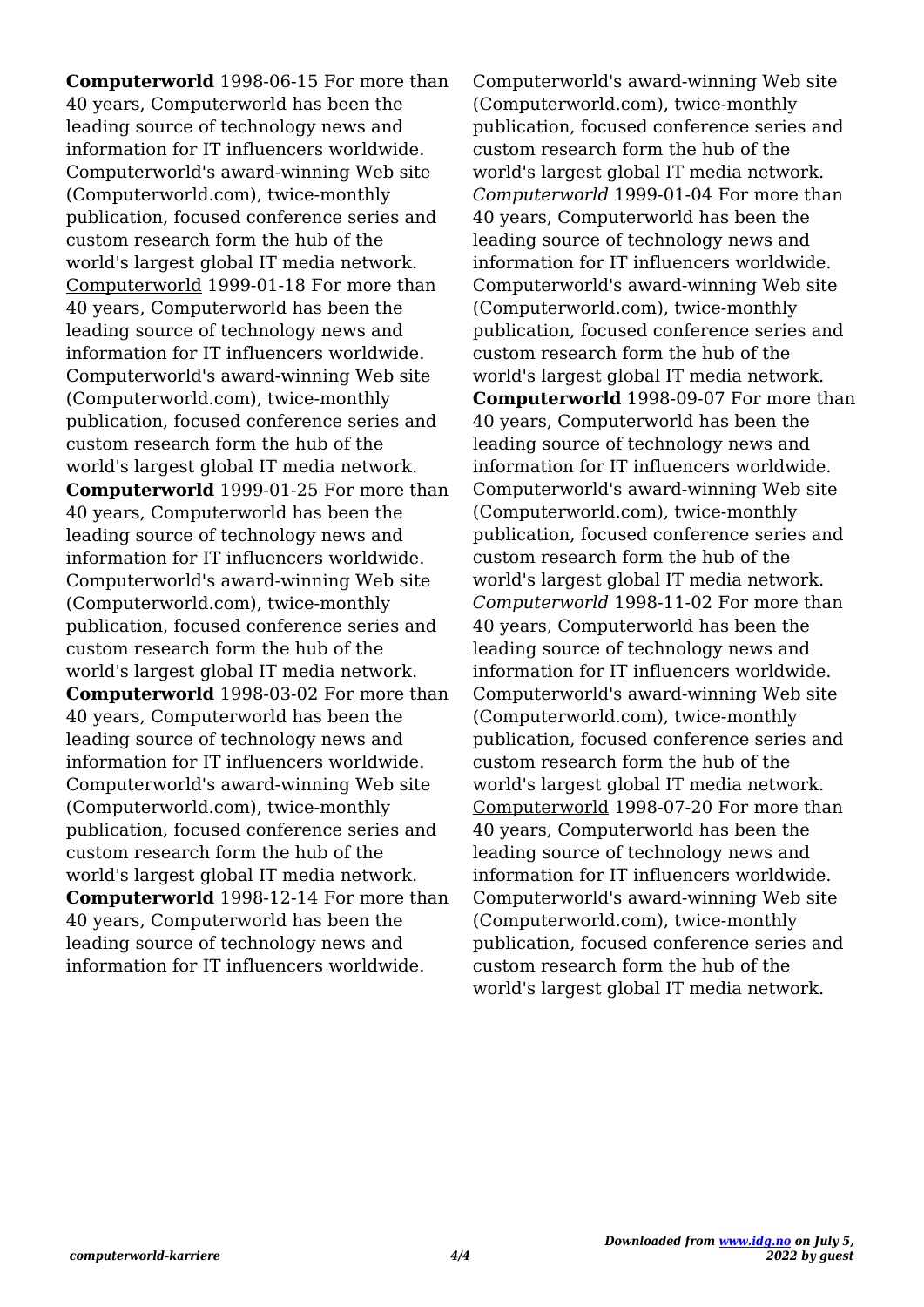**Computerworld** 1998-06-15 For more than 40 years, Computerworld has been the leading source of technology news and information for IT influencers worldwide. Computerworld's award-winning Web site (Computerworld.com), twice-monthly publication, focused conference series and custom research form the hub of the world's largest global IT media network.
Computerworld 1999-01-18 For more than 40 years, Computerworld has been the leading source of technology news and information for IT influencers worldwide. Computerworld's award-winning Web site (Computerworld.com), twice-monthly publication, focused conference series and custom research form the hub of the world's largest global IT media network.
**Computerworld** 1999-01-25 For more than 40 years, Computerworld has been the leading source of technology news and information for IT influencers worldwide. Computerworld's award-winning Web site (Computerworld.com), twice-monthly publication, focused conference series and custom research form the hub of the world's largest global IT media network.
**Computerworld** 1998-03-02 For more than 40 years, Computerworld has been the leading source of technology news and information for IT influencers worldwide. Computerworld's award-winning Web site (Computerworld.com), twice-monthly publication, focused conference series and custom research form the hub of the world's largest global IT media network.
**Computerworld** 1998-12-14 For more than 40 years, Computerworld has been the leading source of technology news and information for IT influencers worldwide. Computerworld's award-winning Web site (Computerworld.com), twice-monthly publication, focused conference series and custom research form the hub of the world's largest global IT media network.
*Computerworld* 1999-01-04 For more than 40 years, Computerworld has been the leading source of technology news and information for IT influencers worldwide. Computerworld's award-winning Web site (Computerworld.com), twice-monthly publication, focused conference series and custom research form the hub of the world's largest global IT media network.
**Computerworld** 1998-09-07 For more than 40 years, Computerworld has been the leading source of technology news and information for IT influencers worldwide. Computerworld's award-winning Web site (Computerworld.com), twice-monthly publication, focused conference series and custom research form the hub of the world's largest global IT media network.
*Computerworld* 1998-11-02 For more than 40 years, Computerworld has been the leading source of technology news and information for IT influencers worldwide. Computerworld's award-winning Web site (Computerworld.com), twice-monthly publication, focused conference series and custom research form the hub of the world's largest global IT media network.
Computerworld 1998-07-20 For more than 40 years, Computerworld has been the leading source of technology news and information for IT influencers worldwide. Computerworld's award-winning Web site (Computerworld.com), twice-monthly publication, focused conference series and custom research form the hub of the world's largest global IT media network.